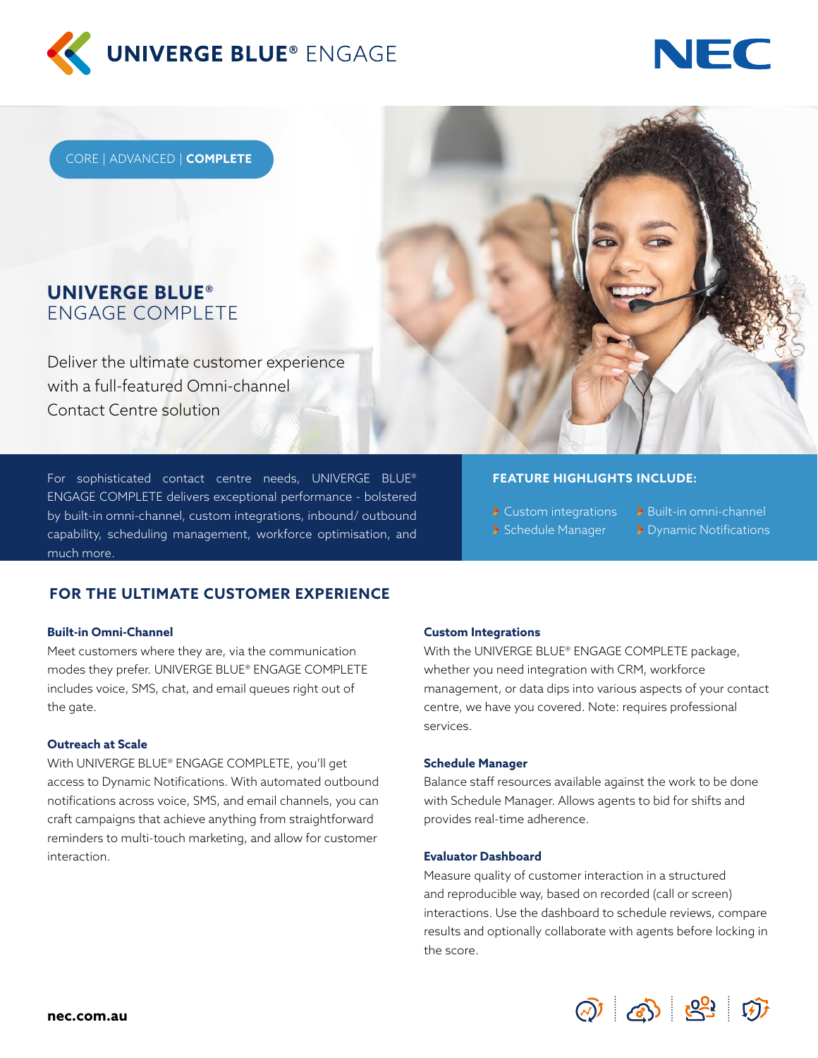UNIVERGE BLUE® ENGAGE

NEC

CORE | ADVANCED | **COMPLETE**

# UNIVERGE BLUE® ENGAGE COMPLETE

Deliver the ultimate customer experience with a full-featured Omni-channel Contact Centre solution

For sophisticated contact centre needs, UNIVERGE BLUE® ENGAGE COMPLETE delivers exceptional performance - bolstered by built-in omni-channel, custom integrations, inbound/ outbound capability, scheduling management, workforce optimisation, and much more.

**FEATURE HIGHLIGHTS INCLUDE:**

- Custom integrations
- Schedule Manager
- Built-in omni-channel
- Dynamic Notifications

## FOR THE ULTIMATE CUSTOMER EXPERIENCE

### Built-in Omni-Channel

Meet customers where they are, via the communication modes they prefer. UNIVERGE BLUE® ENGAGE COMPLETE includes voice, SMS, chat, and email queues right out of the gate.

### Outreach at Scale

With UNIVERGE BLUE® ENGAGE COMPLETE, you'll get access to Dynamic Notifications. With automated outbound notifications across voice, SMS, and email channels, you can craft campaigns that achieve anything from straightforward reminders to multi-touch marketing, and allow for customer interaction.

### Custom Integrations

With the UNIVERGE BLUE® ENGAGE COMPLETE package, whether you need integration with CRM, workforce management, or data dips into various aspects of your contact centre, we have you covered. Note: requires professional services.

### Schedule Manager

Balance staff resources available against the work to be done with Schedule Manager. Allows agents to bid for shifts and provides real-time adherence.

### Evaluator Dashboard

Measure quality of customer interaction in a structured and reproducible way, based on recorded (call or screen) interactions. Use the dashboard to schedule reviews, compare results and optionally collaborate with agents before locking in the score.

**nec.com.au**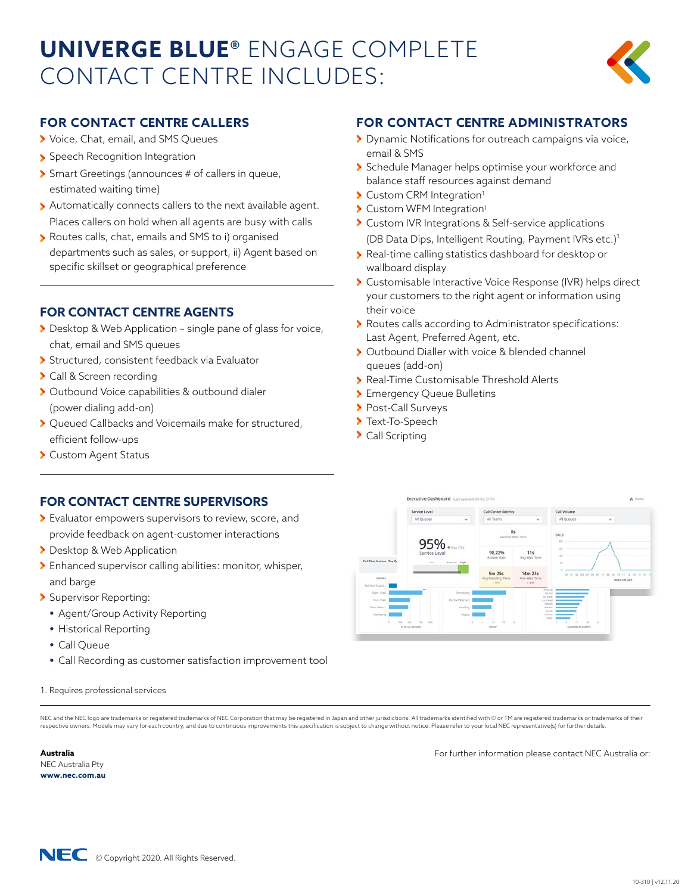# UNIVERGE BLUE® ENGAGE COMPLETE CONTACT CENTRE INCLUDES:

## FOR CONTACT CENTRE CALLERS

- Voice, Chat, email, and SMS Queues
- Speech Recognition Integration
- Smart Greetings (announces # of callers in queue, estimated waiting time)
- Automatically connects callers to the next available agent. Places callers on hold when all agents are busy with calls
- Routes calls, chat, emails and SMS to i) organised departments such as sales, or support, ii) Agent based on specific skillset or geographical preference

## FOR CONTACT CENTRE AGENTS

- Desktop & Web Application – single pane of glass for voice, chat, email and SMS queues
- Structured, consistent feedback via Evaluator
- Call & Screen recording
- Outbound Voice capabilities & outbound dialer (power dialing add-on)
- Queued Callbacks and Voicemails make for structured, efficient follow-ups
- Custom Agent Status

## FOR CONTACT CENTRE SUPERVISORS

- Evaluator empowers supervisors to review, score, and provide feedback on agent-customer interactions
- Desktop & Web Application
- Enhanced supervisor calling abilities: monitor, whisper, and barge
- Supervisor Reporting:
  - Agent/Group Activity Reporting
  - Historical Reporting
  - Call Queue
  - Call Recording as customer satisfaction improvement tool

## FOR CONTACT CENTRE ADMINISTRATORS

- Dynamic Notifications for outreach campaigns via voice, email & SMS
- Schedule Manager helps optimise your workforce and balance staff resources against demand
- Custom CRM Integration[1]
- Custom WFM Integration[1]
- Custom IVR Integrations & Self-service applications (DB Data Dips, Intelligent Routing, Payment IVRs etc.)[1]
- Real-time calling statistics dashboard for desktop or wallboard display
- Customisable Interactive Voice Response (IVR) helps direct your customers to the right agent or information using their voice
- Routes calls according to Administrator specifications: Last Agent, Preferred Agent, etc.
- Outbound Dialler with voice & blended channel queues (add-on)
- Real-Time Customisable Threshold Alerts
- Emergency Queue Bulletins
- Post-Call Surveys
- Text-To-Speech
- Call Scripting

1. Requires professional services

NEC and the NEC logo are trademarks or registered trademarks of NEC Corporation that may be registered in Japan and other jurisdictions. All trademarks identified with © or TM are registered trademarks or trademarks of their respective owners. Models may vary for each country, and due to continuous improvements this specification is subject to change without notice. Please refer to your local NEC representative(s) for further details.

**Australia**
NEC Australia Pty
**www.nec.com.au**

For further information please contact NEC Australia or:

© Copyright 2020. All Rights Reserved.

10-310 | v12.11.20